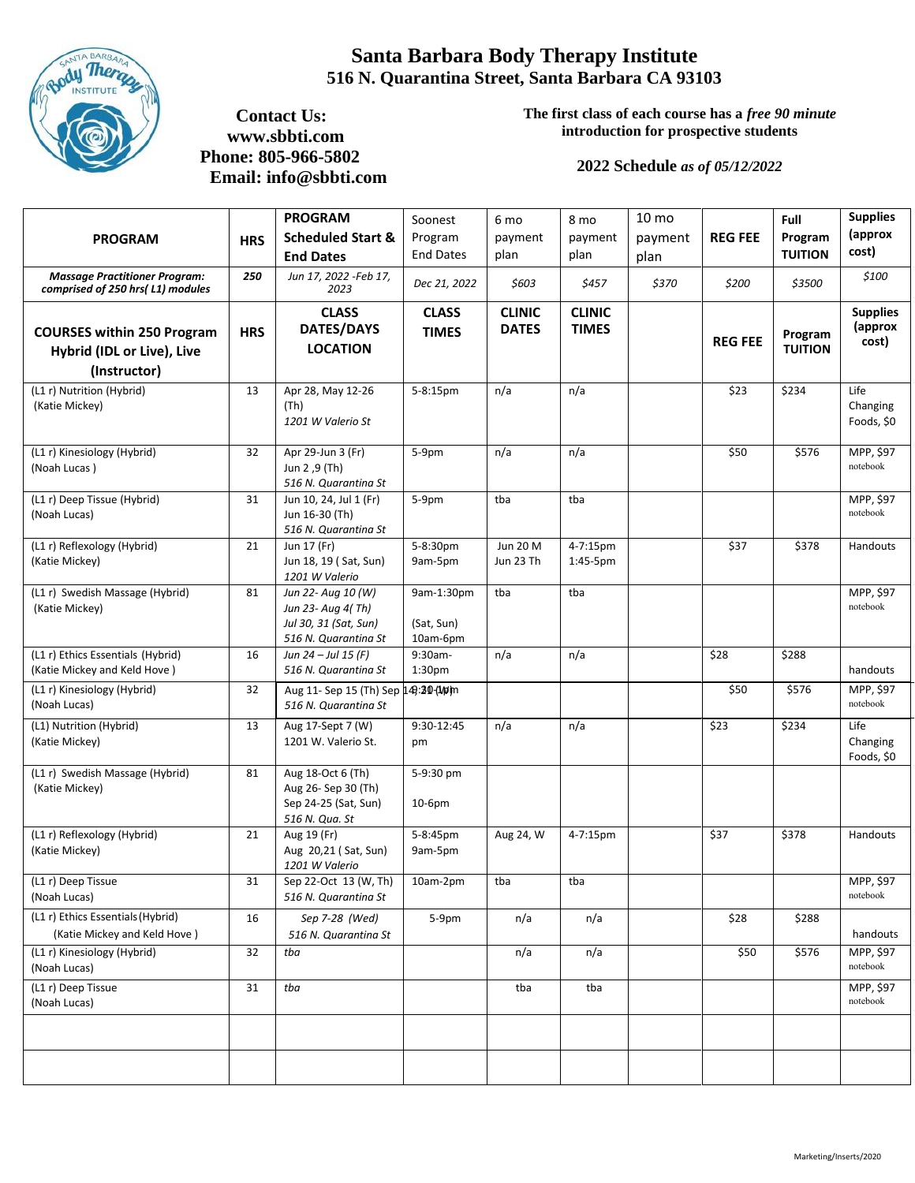# Santa Barbara Body Therapy Institute

## 516 N. Quarantina Street, Santa Barbara CA 93103

**Contact Us:**
**www.sbbti.com**
**Phone: 805-966-5802**
**Email: info@sbbti.com**

**The first class of each course has a *free 90 minute* introduction for prospective students**

**2022 Schedule *as of 05/12/2022***

| PROGRAM | HRS | PROGRAM Scheduled Start & End Dates | Soonest Program End Dates | 6 mo payment plan | 8 mo payment plan | 10 mo payment plan | REG FEE | Full Program TUITION | Supplies (approx cost) |
|---|---|---|---|---|---|---|---|---|---|
| ***Massage Practitioner Program: comprised of 250 hrs( L1) modules*** | ***250*** | *Jun 17, 2022 -Feb 17, 2023* | *Dec 21, 2022* | *$603* | *$457* | *$370* | *$200* | *$3500* | *$100* |
| **COURSES within 250 Program Hybrid (IDL or Live), Live (Instructor)** | **HRS** | **CLASS DATES/DAYS LOCATION** | **CLASS TIMES** | **CLINIC DATES** | **CLINIC TIMES** | | **REG FEE** | **Program TUITION** | **Supplies (approx cost)** |
| (L1 r) Nutrition (Hybrid) (Katie Mickey) | 13 | Apr 28, May 12-26 (Th) *1201 W Valerio St* | 5-8:15pm | n/a | n/a | | $23 | $234 | Life Changing Foods, $0 |
| (L1 r) Kinesiology (Hybrid) (Noah Lucas ) | 32 | Apr 29-Jun 3 (Fr) Jun 2 ,9 (Th) *516 N. Quarantina St* | 5-9pm | n/a | n/a | | $50 | $576 | MPP, $97 notebook |
| (L1 r) Deep Tissue (Hybrid) (Noah Lucas) | 31 | Jun 10, 24, Jul 1 (Fr) Jun 16-30 (Th) *516 N. Quarantina St* | 5-9pm | tba | tba | | | | MPP, $97 notebook |
| (L1 r) Reflexology (Hybrid) (Katie Mickey) | 21 | Jun 17 (Fr) Jun 18, 19 ( Sat, Sun) *1201 W Valerio* | 5-8:30pm 9am-5pm | Jun 20 M Jun 23 Th | 4-7:15pm 1:45-5pm | | $37 | $378 | Handouts |
| (L1 r) Swedish Massage (Hybrid) (Katie Mickey) | 81 | *Jun 22- Aug 10 (W) Jun 23- Aug 4( Th) Jul 30, 31 (Sat, Sun) 516 N. Quarantina St* | 9am-1:30pm (Sat, Sun) 10am-6pm | tba | tba | | | | MPP, $97 notebook |
| (L1 r) Ethics Essentials (Hybrid) (Katie Mickey and Keld Hove ) | 16 | *Jun 24 – Jul 15 (F) 516 N. Quarantina St* | 9:30am-1:30pm | n/a | n/a | | $28 | $288 | handouts |
| (L1 r) Kinesiology (Hybrid) (Noah Lucas) | 32 | Aug 11- Sep 15 (Th) Sep 14 (W) *516 N. Quarantina St* | 5-9:30 pm | | | | $50 | $576 | MPP, $97 notebook |
| (L1) Nutrition (Hybrid) (Katie Mickey) | 13 | Aug 17-Sept 7 (W) 1201 W. Valerio St. | 9:30-12:45 pm | n/a | n/a | | $23 | $234 | Life Changing Foods, $0 |
| (L1 r) Swedish Massage (Hybrid) (Katie Mickey) | 81 | Aug 18-Oct 6 (Th) Aug 26- Sep 30 (Th) Sep 24-25 (Sat, Sun) *516 N. Qua. St* | 5-9:30 pm 10-6pm | | | | | | |
| (L1 r) Reflexology (Hybrid) (Katie Mickey) | 21 | Aug 19 (Fr) Aug 20,21 ( Sat, Sun) *1201 W Valerio* | 5-8:45pm 9am-5pm | Aug 24, W | 4-7:15pm | | $37 | $378 | Handouts |
| (L1 r) Deep Tissue (Noah Lucas) | 31 | Sep 22-Oct 13 (W, Th) *516 N. Quarantina St* | 10am-2pm | tba | tba | | | | MPP, $97 notebook |
| (L1 r) Ethics Essentials (Hybrid) (Katie Mickey and Keld Hove ) | 16 | *Sep 7-28 (Wed) 516 N. Quarantina St* | 5-9pm | n/a | n/a | | $28 | $288 | handouts |
| (L1 r) Kinesiology (Hybrid) (Noah Lucas) | 32 | *tba* | | n/a | n/a | | $50 | $576 | MPP, $97 notebook |
| (L1 r) Deep Tissue (Noah Lucas) | 31 | *tba* | | tba | tba | | | | MPP, $97 notebook |
| | | | | | | | | | |
| | | | | | | | | | |

Marketing/Inserts/2020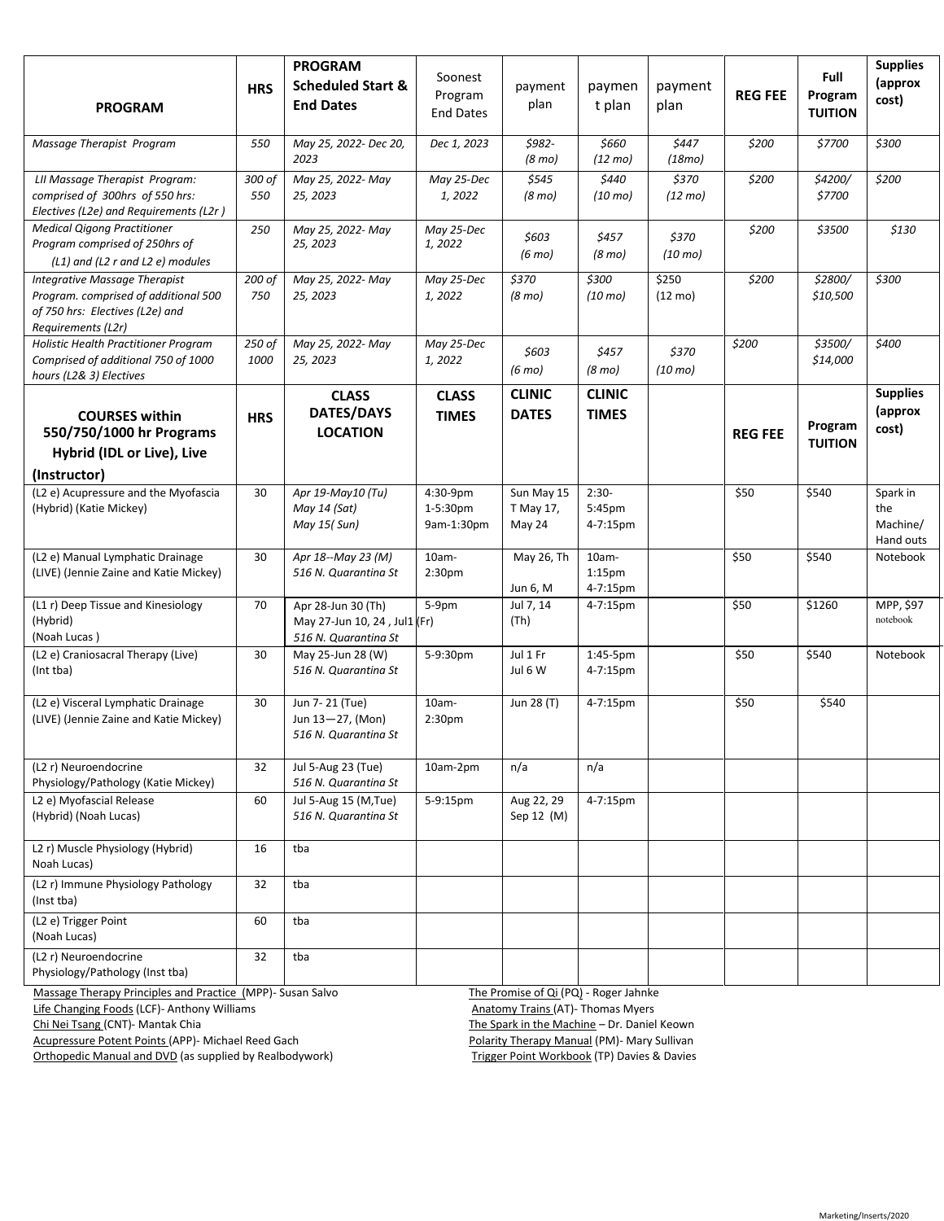| PROGRAM | HRS | PROGRAM Scheduled Start & End Dates | Soonest Program End Dates | payment plan | payment plan | payment plan | REG FEE | Full Program TUITION | Supplies (approx cost) |
|---|---|---|---|---|---|---|---|---|---|
| *Massage Therapist Program* | *550* | *May 25, 2022- Dec 20, 2023* | *Dec 1, 2023* | *$982- (8 mo)* | *$660 (12 mo)* | *$447 (18mo)* | *$200* | *$7700* | *$300* |
| *LII Massage Therapist Program: comprised of 300hrs of 550 hrs: Electives (L2e) and Requirements (L2r )* | *300 of 550* | *May 25, 2022- May 25, 2023* | *May 25-Dec 1, 2022* | *$545 (8 mo)* | *$440 (10 mo)* | *$370 (12 mo)* | *$200* | *$4200/ $7700* | *$200* |
| *Medical Qigong Practitioner Program comprised of 250hrs of (L1) and (L2 r and L2 e) modules* | *250* | *May 25, 2022- May 25, 2023* | *May 25-Dec 1, 2022* | *$603 (6 mo)* | *$457 (8 mo)* | *$370 (10 mo)* | *$200* | *$3500* | *$130* |
| *Integrative Massage Therapist Program. comprised of additional 500 of 750 hrs: Electives (L2e) and Requirements (L2r)* | *200 of 750* | *May 25, 2022- May 25, 2023* | *May 25-Dec 1, 2022* | *$370 (8 mo)* | *$300 (10 mo)* | $250 (12 mo) | *$200* | *$2800/ $10,500* | *$300* |
| *Holistic Health Practitioner Program Comprised of additional 750 of 1000 hours (L2& 3) Electives* | *250 of 1000* | *May 25, 2022- May 25, 2023* | *May 25-Dec 1, 2022* | *$603 (6 mo)* | *$457 (8 mo)* | *$370 (10 mo)* | *$200* | *$3500/ $14,000* | *$400* |
| **COURSES within 550/750/1000 hr Programs Hybrid (IDL or Live), Live (Instructor)** | **HRS** | **CLASS DATES/DAYS LOCATION** | **CLASS TIMES** | **CLINIC DATES** | **CLINIC TIMES** | | **REG FEE** | **Program TUITION** | **Supplies (approx cost)** |
| (L2 e) Acupressure and the Myofascia (Hybrid) (Katie Mickey) | 30 | *Apr 19-May10 (Tu) May 14 (Sat) May 15( Sun)* | 4:30-9pm 1-5:30pm 9am-1:30pm | Sun May 15 T May 17, May 24 | 2:30-5:45pm 4-7:15pm | | $50 | $540 | Spark in the Machine/ Hand outs |
| (L2 e) Manual Lymphatic Drainage (LIVE) (Jennie Zaine and Katie Mickey) | 30 | *Apr 18--May 23 (M) 516 N. Quarantina St* | 10am-2:30pm | May 26, Th Jun 6, M | 10am-1:15pm 4-7:15pm | | $50 | $540 | Notebook |
| (L1 r) Deep Tissue and Kinesiology (Hybrid) (Noah Lucas ) | 70 | Apr 28-Jun 30 (Th) May 27-Jun 10, 24 , Jul1 (Fr) *516 N. Quarantina St* | 5-9pm | Jul 7, 14 (Th) | 4-7:15pm | | $50 | $1260 | MPP, $97 notebook |
| (L2 e) Craniosacral Therapy (Live) (Int tba) | 30 | May 25-Jun 28 (W) *516 N. Quarantina St* | 5-9:30pm | Jul 1 Fr Jul 6 W | 1:45-5pm 4-7:15pm | | $50 | $540 | Notebook |
| (L2 e) Visceral Lymphatic Drainage (LIVE) (Jennie Zaine and Katie Mickey) | 30 | Jun 7- 21 (Tue) Jun 13—27, (Mon) *516 N. Quarantina St* | 10am-2:30pm | Jun 28 (T) | 4-7:15pm | | $50 | $540 | |
| (L2 r) Neuroendocrine Physiology/Pathology (Katie Mickey) | 32 | Jul 5-Aug 23 (Tue) *516 N. Quarantina St* | 10am-2pm | n/a | n/a | | | | |
| L2 e) Myofascial Release (Hybrid) (Noah Lucas) | 60 | Jul 5-Aug 15 (M,Tue) *516 N. Quarantina St* | 5-9:15pm | Aug 22, 29 Sep 12 (M) | 4-7:15pm | | | | |
| L2 r) Muscle Physiology (Hybrid) Noah Lucas) | 16 | tba | | | | | | | |
| (L2 r) Immune Physiology Pathology (Inst tba) | 32 | tba | | | | | | | |
| (L2 e) Trigger Point (Noah Lucas) | 60 | tba | | | | | | | |
| (L2 r) Neuroendocrine Physiology/Pathology (Inst tba) | 32 | tba | | | | | | | |

Massage Therapy Principles and Practice (MPP)- Susan Salvo
Life Changing Foods (LCF)- Anthony Williams
Chi Nei Tsang (CNT)- Mantak Chia
Acupressure Potent Points (APP)- Michael Reed Gach
Orthopedic Manual and DVD (as supplied by Realbodywork)
The Promise of Qi (PQ) - Roger Jahnke
Anatomy Trains (AT)- Thomas Myers
The Spark in the Machine – Dr. Daniel Keown
Polarity Therapy Manual (PM)- Mary Sullivan
Trigger Point Workbook (TP) Davies & Davies

Marketing/Inserts/2020